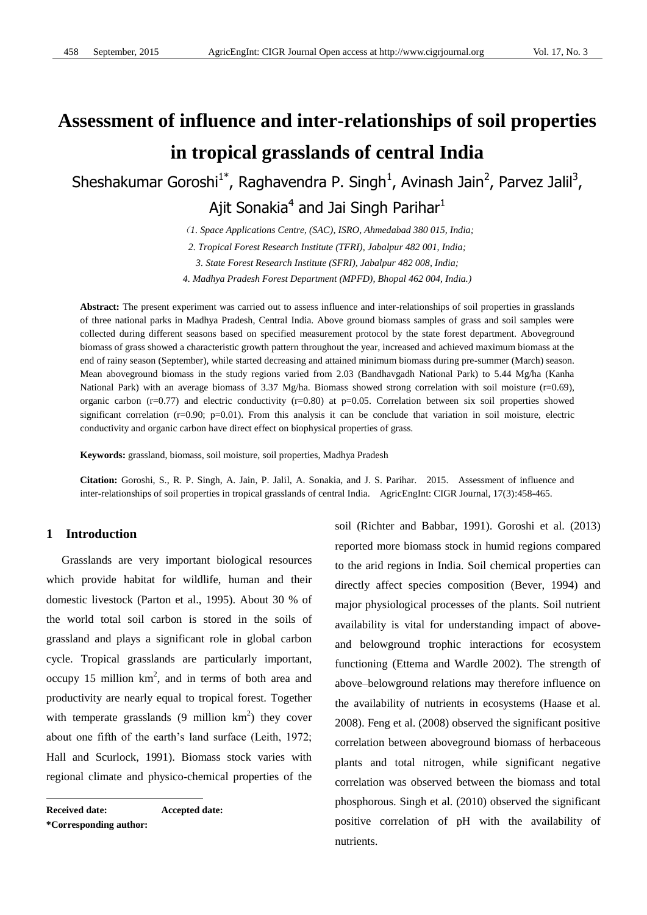# Assessment of influence and inter-relationships of soil properties in tropical grasslands of central India

Sheshakumar Goroshi[1*], Raghavendra P. Singh[1], Avinash Jain[2], Parvez Jalil[3], Ajit Sonakia[4] and Jai Singh Parihar[1]

(*1. Space Applications Centre, (SAC), ISRO, Ahmedabad 380 015, India;*
*2. Tropical Forest Research Institute (TFRI), Jabalpur 482 001, India;*
*3. State Forest Research Institute (SFRI), Jabalpur 482 008, India;*
*4. Madhya Pradesh Forest Department (MPFD), Bhopal 462 004, India.*)

**Abstract:** The present experiment was carried out to assess influence and inter-relationships of soil properties in grasslands of three national parks in Madhya Pradesh, Central India. Above ground biomass samples of grass and soil samples were collected during different seasons based on specified measurement protocol by the state forest department. Aboveground biomass of grass showed a characteristic growth pattern throughout the year, increased and achieved maximum biomass at the end of rainy season (September), while started decreasing and attained minimum biomass during pre-summer (March) season. Mean aboveground biomass in the study regions varied from 2.03 (Bandhavgadh National Park) to 5.44 Mg/ha (Kanha National Park) with an average biomass of 3.37 Mg/ha. Biomass showed strong correlation with soil moisture (r=0.69), organic carbon (r=0.77) and electric conductivity (r=0.80) at p=0.05. Correlation between six soil properties showed significant correlation (r=0.90; p=0.01). From this analysis it can be conclude that variation in soil moisture, electric conductivity and organic carbon have direct effect on biophysical properties of grass.

**Keywords:** grassland, biomass, soil moisture, soil properties, Madhya Pradesh

**Citation:** Goroshi, S., R. P. Singh, A. Jain, P. Jalil, A. Sonakia, and J. S. Parihar. 2015. Assessment of influence and inter-relationships of soil properties in tropical grasslands of central India. AgricEngInt: CIGR Journal, 17(3):458-465.

## 1 Introduction

Grasslands are very important biological resources which provide habitat for wildlife, human and their domestic livestock (Parton et al., 1995). About 30 % of the world total soil carbon is stored in the soils of grassland and plays a significant role in global carbon cycle. Tropical grasslands are particularly important, occupy 15 million km$^2$, and in terms of both area and productivity are nearly equal to tropical forest. Together with temperate grasslands (9 million km$^2$) they cover about one fifth of the earth's land surface (Leith, 1972; Hall and Scurlock, 1991). Biomass stock varies with regional climate and physico-chemical properties of the soil (Richter and Babbar, 1991). Goroshi et al. (2013) reported more biomass stock in humid regions compared to the arid regions in India. Soil chemical properties can directly affect species composition (Bever, 1994) and major physiological processes of the plants. Soil nutrient availability is vital for understanding impact of above- and belowground trophic interactions for ecosystem functioning (Ettema and Wardle 2002). The strength of above–belowground relations may therefore influence on the availability of nutrients in ecosystems (Haase et al. 2008). Feng et al. (2008) observed the significant positive correlation between aboveground biomass of herbaceous plants and total nitrogen, while significant negative correlation was observed between the biomass and total phosphorous. Singh et al. (2010) observed the significant positive correlation of pH with the availability of nutrients.

**Received date:** **Accepted date:**
**\*Corresponding author:**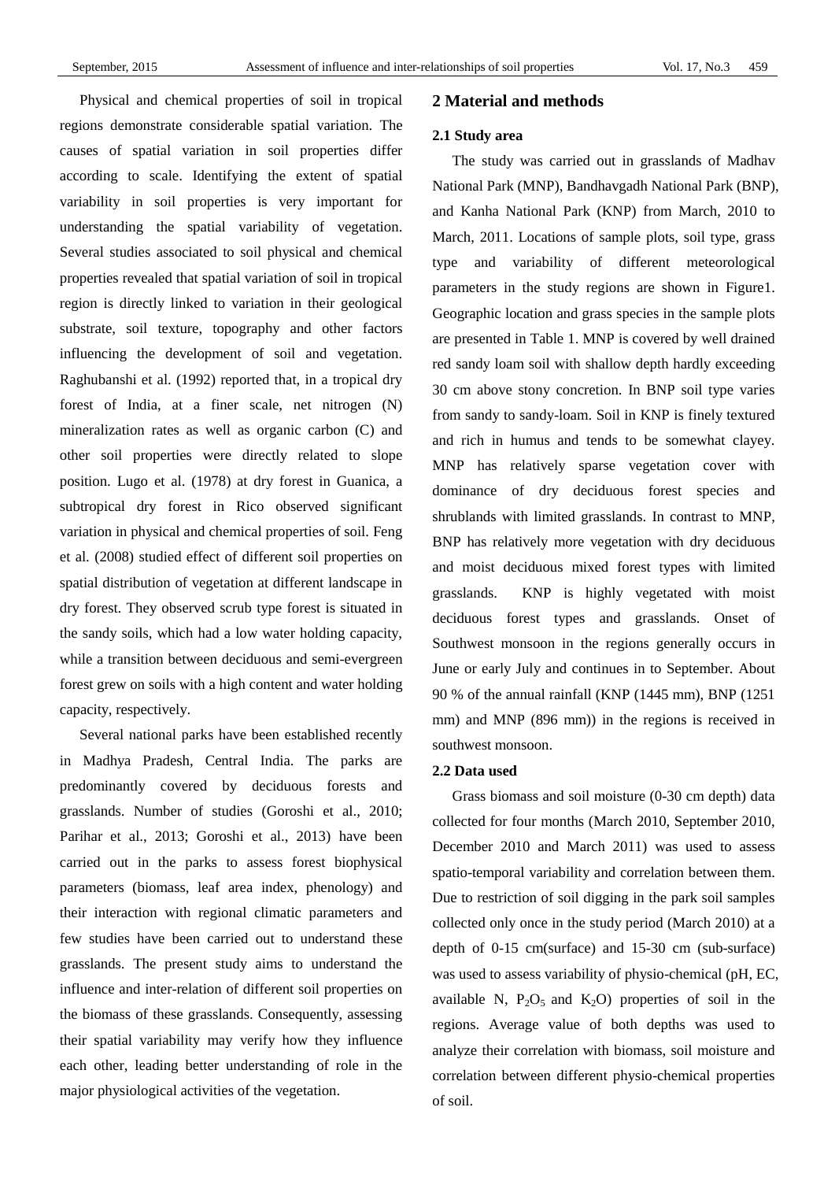Physical and chemical properties of soil in tropical regions demonstrate considerable spatial variation. The causes of spatial variation in soil properties differ according to scale. Identifying the extent of spatial variability in soil properties is very important for understanding the spatial variability of vegetation. Several studies associated to soil physical and chemical properties revealed that spatial variation of soil in tropical region is directly linked to variation in their geological substrate, soil texture, topography and other factors influencing the development of soil and vegetation. Raghubanshi et al. (1992) reported that, in a tropical dry forest of India, at a finer scale, net nitrogen (N) mineralization rates as well as organic carbon (C) and other soil properties were directly related to slope position. Lugo et al. (1978) at dry forest in Guanica, a subtropical dry forest in Rico observed significant variation in physical and chemical properties of soil. Feng et al. (2008) studied effect of different soil properties on spatial distribution of vegetation at different landscape in dry forest. They observed scrub type forest is situated in the sandy soils, which had a low water holding capacity, while a transition between deciduous and semi-evergreen forest grew on soils with a high content and water holding capacity, respectively.

Several national parks have been established recently in Madhya Pradesh, Central India. The parks are predominantly covered by deciduous forests and grasslands. Number of studies (Goroshi et al., 2010; Parihar et al., 2013; Goroshi et al., 2013) have been carried out in the parks to assess forest biophysical parameters (biomass, leaf area index, phenology) and their interaction with regional climatic parameters and few studies have been carried out to understand these grasslands. The present study aims to understand the influence and inter-relation of different soil properties on the biomass of these grasslands. Consequently, assessing their spatial variability may verify how they influence each other, leading better understanding of role in the major physiological activities of the vegetation.

## 2 Material and methods

### 2.1 Study area

The study was carried out in grasslands of Madhav National Park (MNP), Bandhavgadh National Park (BNP), and Kanha National Park (KNP) from March, 2010 to March, 2011. Locations of sample plots, soil type, grass type and variability of different meteorological parameters in the study regions are shown in Figure1. Geographic location and grass species in the sample plots are presented in Table 1. MNP is covered by well drained red sandy loam soil with shallow depth hardly exceeding 30 cm above stony concretion. In BNP soil type varies from sandy to sandy-loam. Soil in KNP is finely textured and rich in humus and tends to be somewhat clayey. MNP has relatively sparse vegetation cover with dominance of dry deciduous forest species and shrublands with limited grasslands. In contrast to MNP, BNP has relatively more vegetation with dry deciduous and moist deciduous mixed forest types with limited grasslands. KNP is highly vegetated with moist deciduous forest types and grasslands. Onset of Southwest monsoon in the regions generally occurs in June or early July and continues in to September. About 90 % of the annual rainfall (KNP (1445 mm), BNP (1251 mm) and MNP (896 mm)) in the regions is received in southwest monsoon.

### 2.2 Data used

Grass biomass and soil moisture (0-30 cm depth) data collected for four months (March 2010, September 2010, December 2010 and March 2011) was used to assess spatio-temporal variability and correlation between them. Due to restriction of soil digging in the park soil samples collected only once in the study period (March 2010) at a depth of 0-15 cm(surface) and 15-30 cm (sub-surface) was used to assess variability of physio-chemical (pH, EC, available N, $P_2O_5$ and $K_2O$) properties of soil in the regions. Average value of both depths was used to analyze their correlation with biomass, soil moisture and correlation between different physio-chemical properties of soil.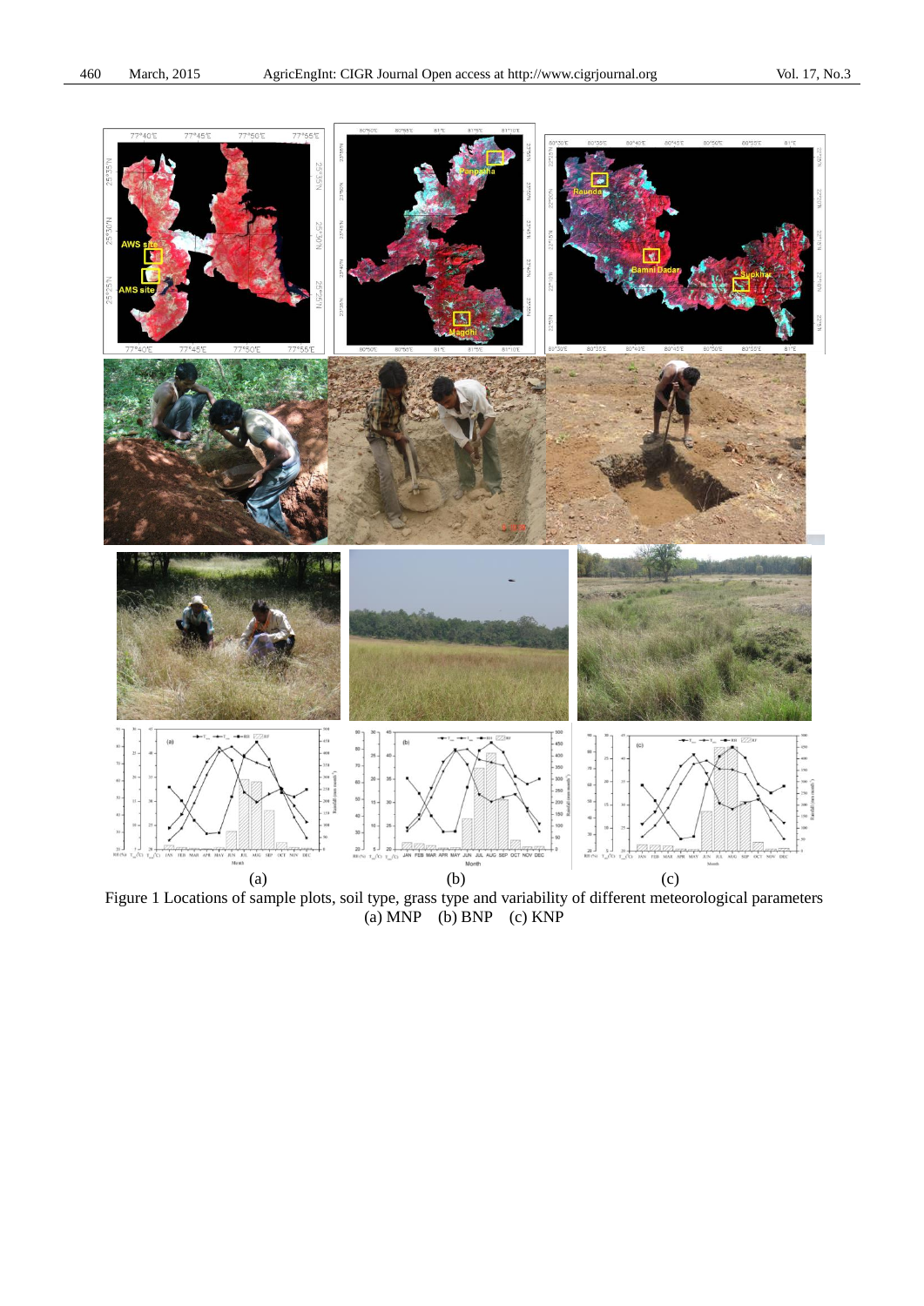(a) (b) (c)

Figure 1 Locations of sample plots, soil type, grass type and variability of different meteorological parameters
(a) MNP (b) BNP (c) KNP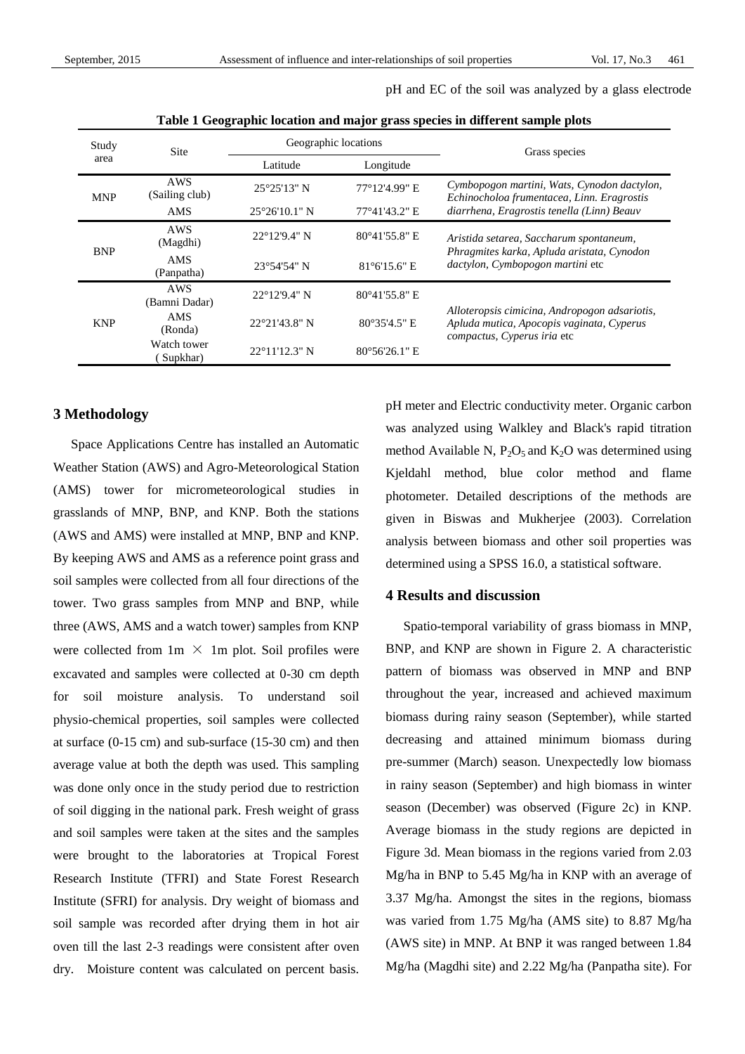pH and EC of the soil was analyzed by a glass electrode

**Table 1 Geographic location and major grass species in different sample plots**

| Study area | Site | Geographic locations | | Grass species |
|---|---|---|---|---|
| | | Latitude | Longitude | |
| MNP | AWS (Sailing club) | 25°25'13" N | 77°12'4.99" E | *Cymbopogon martini, Wats, Cynodon dactylon, Echinocholoa frumentacea, Linn. Eragrostis diarrhena, Eragrostis tenella (Linn) Beauv* |
| | AMS | 25°26'10.1" N | 77°41'43.2" E | |
| BNP | AWS (Magdhi) | 22°12'9.4" N | 80°41'55.8" E | *Aristida setarea, Saccharum spontaneum, Phragmites karka, Apluda aristata, Cynodon dactylon, Cymbopogon martini* etc |
| | AMS (Panpatha) | 23°54'54" N | 81°6'15.6" E | |
| KNP | AWS (Bamni Dadar) | 22°12'9.4" N | 80°41'55.8" E | *Alloteropsis cimicina, Andropogon adsariotis, Apluda mutica, Apocopis vaginata, Cyperus compactus, Cyperus iria* etc |
| | AMS (Ronda) | 22°21'43.8" N | 80°35'4.5" E | |
| | Watch tower (Supkhar) | 22°11'12.3" N | 80°56'26.1" E | |

## 3 Methodology

Space Applications Centre has installed an Automatic Weather Station (AWS) and Agro-Meteorological Station (AMS) tower for micrometeorological studies in grasslands of MNP, BNP, and KNP. Both the stations (AWS and AMS) were installed at MNP, BNP and KNP. By keeping AWS and AMS as a reference point grass and soil samples were collected from all four directions of the tower. Two grass samples from MNP and BNP, while three (AWS, AMS and a watch tower) samples from KNP were collected from 1m × 1m plot. Soil profiles were excavated and samples were collected at 0-30 cm depth for soil moisture analysis. To understand soil physio-chemical properties, soil samples were collected at surface (0-15 cm) and sub-surface (15-30 cm) and then average value at both the depth was used. This sampling was done only once in the study period due to restriction of soil digging in the national park. Fresh weight of grass and soil samples were taken at the sites and the samples were brought to the laboratories at Tropical Forest Research Institute (TFRI) and State Forest Research Institute (SFRI) for analysis. Dry weight of biomass and soil sample was recorded after drying them in hot air oven till the last 2-3 readings were consistent after oven dry. Moisture content was calculated on percent basis. pH meter and Electric conductivity meter. Organic carbon was analyzed using Walkley and Black's rapid titration method Available N, $P_2O_5$ and $K_2O$ was determined using Kjeldahl method, blue color method and flame photometer. Detailed descriptions of the methods are given in Biswas and Mukherjee (2003). Correlation analysis between biomass and other soil properties was determined using a SPSS 16.0, a statistical software.

## 4 Results and discussion

Spatio-temporal variability of grass biomass in MNP, BNP, and KNP are shown in Figure 2. A characteristic pattern of biomass was observed in MNP and BNP throughout the year, increased and achieved maximum biomass during rainy season (September), while started decreasing and attained minimum biomass during pre-summer (March) season. Unexpectedly low biomass in rainy season (September) and high biomass in winter season (December) was observed (Figure 2c) in KNP. Average biomass in the study regions are depicted in Figure 3d. Mean biomass in the regions varied from 2.03 Mg/ha in BNP to 5.45 Mg/ha in KNP with an average of 3.37 Mg/ha. Amongst the sites in the regions, biomass was varied from 1.75 Mg/ha (AMS site) to 8.87 Mg/ha (AWS site) in MNP. At BNP it was ranged between 1.84 Mg/ha (Magdhi site) and 2.22 Mg/ha (Panpatha site). For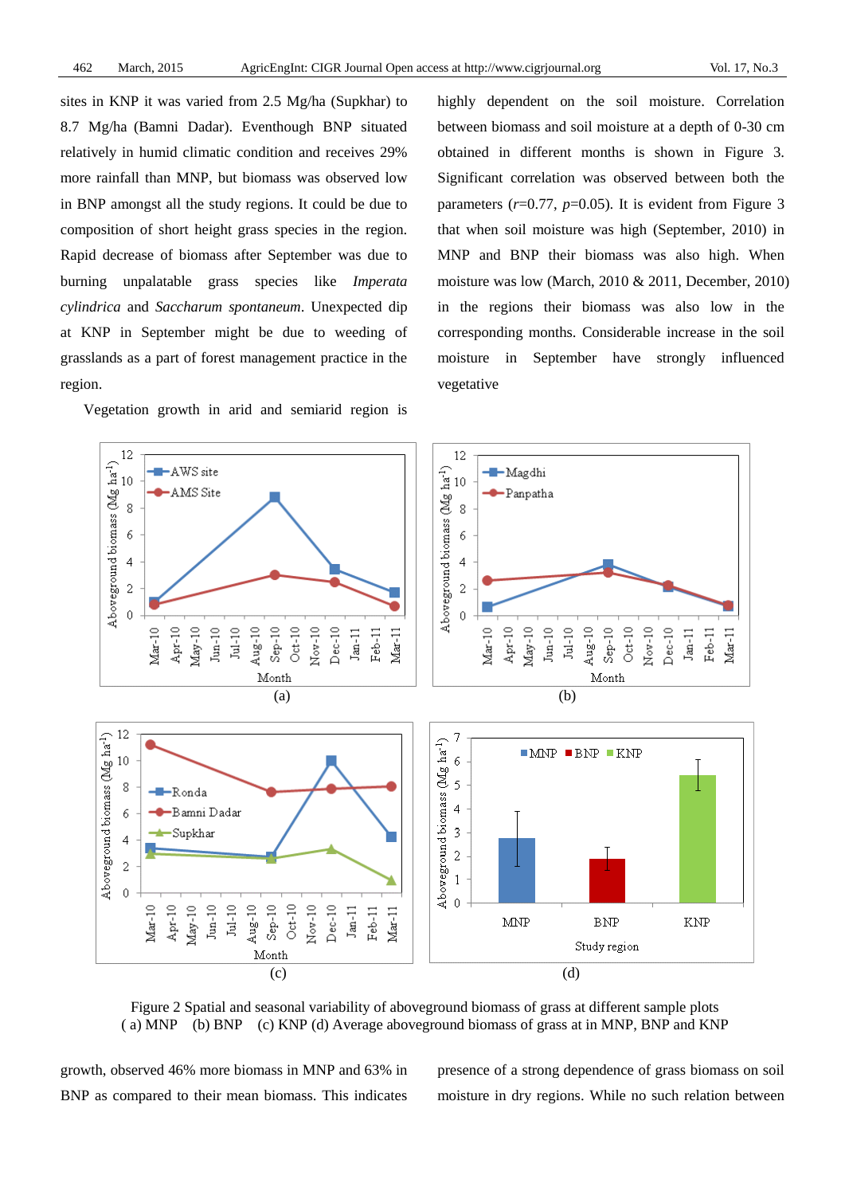sites in KNP it was varied from 2.5 Mg/ha (Supkhar) to 8.7 Mg/ha (Bamni Dadar). Eventhough BNP situated relatively in humid climatic condition and receives 29% more rainfall than MNP, but biomass was observed low in BNP amongst all the study regions. It could be due to composition of short height grass species in the region. Rapid decrease of biomass after September was due to burning unpalatable grass species like *Imperata cylindrica* and *Saccharum spontaneum*. Unexpected dip at KNP in September might be due to weeding of grasslands as a part of forest management practice in the region.

Vegetation growth in arid and semiarid region is highly dependent on the soil moisture. Correlation between biomass and soil moisture at a depth of 0-30 cm obtained in different months is shown in Figure 3. Significant correlation was observed between both the parameters ($r$=0.77, $p$=0.05). It is evident from Figure 3 that when soil moisture was high (September, 2010) in MNP and BNP their biomass was also high. When moisture was low (March, 2010 & 2011, December, 2010) in the regions their biomass was also low in the corresponding months. Considerable increase in the soil moisture in September have strongly influenced vegetative

Figure 2 Spatial and seasonal variability of aboveground biomass of grass at different sample plots ( a) MNP (b) BNP (c) KNP (d) Average aboveground biomass of grass at in MNP, BNP and KNP

growth, observed 46% more biomass in MNP and 63% in BNP as compared to their mean biomass. This indicates presence of a strong dependence of grass biomass on soil moisture in dry regions. While no such relation between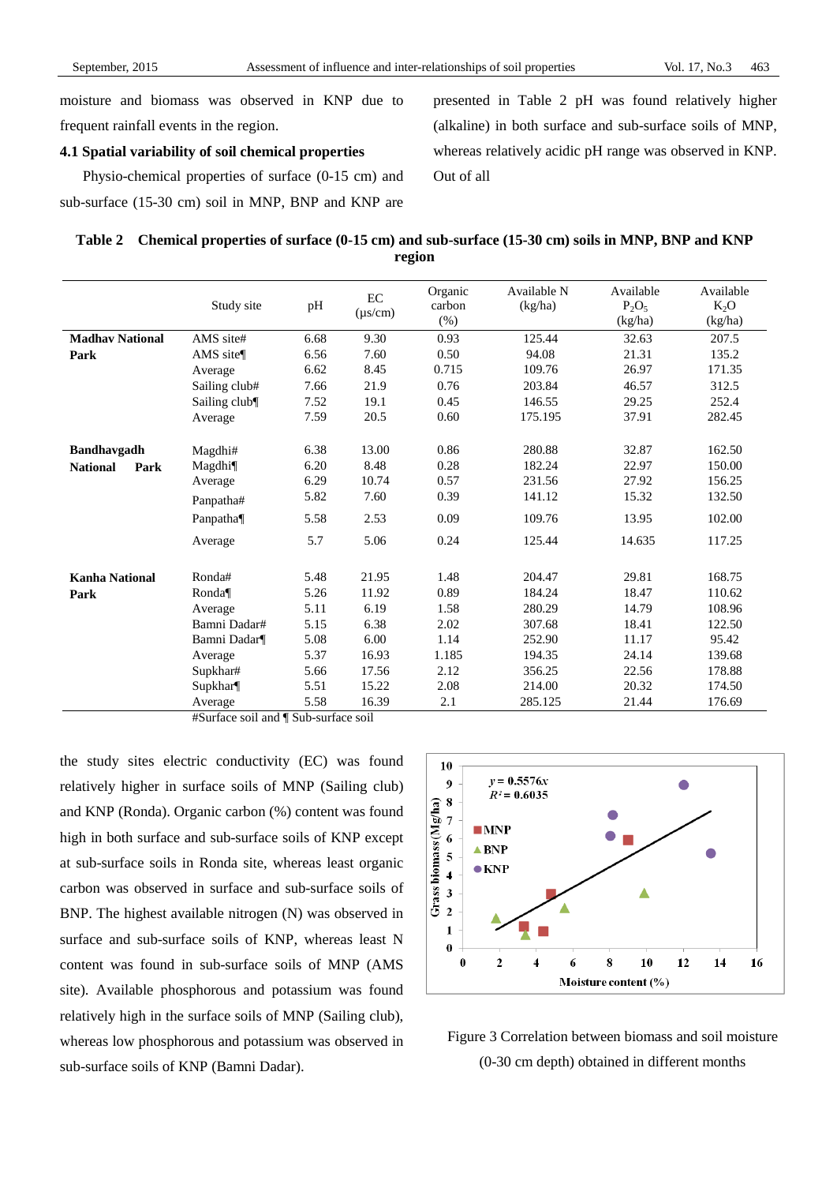moisture and biomass was observed in KNP due to frequent rainfall events in the region.

### 4.1 Spatial variability of soil chemical properties

Physio-chemical properties of surface (0-15 cm) and sub-surface (15-30 cm) soil in MNP, BNP and KNP are presented in Table 2 pH was found relatively higher (alkaline) in both surface and sub-surface soils of MNP, whereas relatively acidic pH range was observed in KNP. Out of all

**Table 2 Chemical properties of surface (0-15 cm) and sub-surface (15-30 cm) soils in MNP, BNP and KNP region**

| | Study site | pH | EC (μs/cm) | Organic carbon (%) | Available N (kg/ha) | Available $P_2O_5$ (kg/ha) | Available $K_2O$ (kg/ha) |
|---|---|---|---|---|---|---|---|
| **Madhav National Park** | AMS site# | 6.68 | 9.30 | 0.93 | 125.44 | 32.63 | 207.5 |
| | AMS site¶ | 6.56 | 7.60 | 0.50 | 94.08 | 21.31 | 135.2 |
| | Average | 6.62 | 8.45 | 0.715 | 109.76 | 26.97 | 171.35 |
| | Sailing club# | 7.66 | 21.9 | 0.76 | 203.84 | 46.57 | 312.5 |
| | Sailing club¶ | 7.52 | 19.1 | 0.45 | 146.55 | 29.25 | 252.4 |
| | Average | 7.59 | 20.5 | 0.60 | 175.195 | 37.91 | 282.45 |
| **Bandhavgadh National Park** | Magdhi# | 6.38 | 13.00 | 0.86 | 280.88 | 32.87 | 162.50 |
| | Magdhi¶ | 6.20 | 8.48 | 0.28 | 182.24 | 22.97 | 150.00 |
| | Average | 6.29 | 10.74 | 0.57 | 231.56 | 27.92 | 156.25 |
| | Panpatha# | 5.82 | 7.60 | 0.39 | 141.12 | 15.32 | 132.50 |
| | Panpatha¶ | 5.58 | 2.53 | 0.09 | 109.76 | 13.95 | 102.00 |
| | Average | 5.7 | 5.06 | 0.24 | 125.44 | 14.635 | 117.25 |
| **Kanha National Park** | Ronda# | 5.48 | 21.95 | 1.48 | 204.47 | 29.81 | 168.75 |
| | Ronda¶ | 5.26 | 11.92 | 0.89 | 184.24 | 18.47 | 110.62 |
| | Average | 5.11 | 6.19 | 1.58 | 280.29 | 14.79 | 108.96 |
| | Bamni Dadar# | 5.15 | 6.38 | 2.02 | 307.68 | 18.41 | 122.50 |
| | Bamni Dadar¶ | 5.08 | 6.00 | 1.14 | 252.90 | 11.17 | 95.42 |
| | Average | 5.37 | 16.93 | 1.185 | 194.35 | 24.14 | 139.68 |
| | Supkhar# | 5.66 | 17.56 | 2.12 | 356.25 | 22.56 | 178.88 |
| | Supkhar¶ | 5.51 | 15.22 | 2.08 | 214.00 | 20.32 | 174.50 |
| | Average | 5.58 | 16.39 | 2.1 | 285.125 | 21.44 | 176.69 |

#Surface soil and ¶ Sub-surface soil

the study sites electric conductivity (EC) was found relatively higher in surface soils of MNP (Sailing club) and KNP (Ronda). Organic carbon (%) content was found high in both surface and sub-surface soils of KNP except at sub-surface soils in Ronda site, whereas least organic carbon was observed in surface and sub-surface soils of BNP. The highest available nitrogen (N) was observed in surface and sub-surface soils of KNP, whereas least N content was found in sub-surface soils of MNP (AMS site). Available phosphorous and potassium was found relatively high in the surface soils of MNP (Sailing club), whereas low phosphorous and potassium was observed in sub-surface soils of KNP (Bamni Dadar).

Figure 3 Correlation between biomass and soil moisture (0-30 cm depth) obtained in different months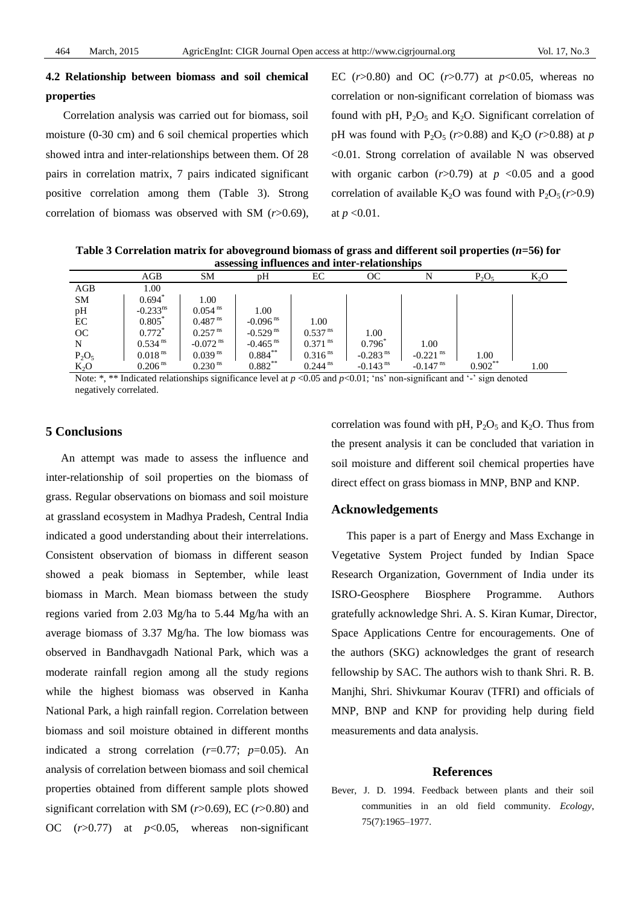## 4.2 Relationship between biomass and soil chemical properties

Correlation analysis was carried out for biomass, soil moisture (0-30 cm) and 6 soil chemical properties which showed intra and inter-relationships between them. Of 28 pairs in correlation matrix, 7 pairs indicated significant positive correlation among them (Table 3). Strong correlation of biomass was observed with SM ($r$>0.69), EC ($r$>0.80) and OC ($r$>0.77) at $p$<0.05, whereas no correlation or non-significant correlation of biomass was found with pH, $P_2O_5$ and $K_2O$. Significant correlation of pH was found with $P_2O_5$ ($r$>0.88) and $K_2O$ ($r$>0.88) at $p$ <0.01. Strong correlation of available N was observed with organic carbon ($r$>0.79) at $p$ <0.05 and a good correlation of available $K_2O$ was found with $P_2O_5$ ($r$>0.9) at $p$ <0.01.

**Table 3 Correlation matrix for aboveground biomass of grass and different soil properties ($n$=56) for assessing influences and inter-relationships**

| | AGB | SM | pH | EC | OC | N | $P_2O_5$ | $K_2O$ |
|---|---|---|---|---|---|---|---|---|
| AGB | 1.00 | | | | | | | |
| SM | $0.694^{*}$ | 1.00 | | | | | | |
| pH | $-0.233^{ns}$ | $0.054^{ns}$ | 1.00 | | | | | |
| EC | $0.805^{*}$ | $0.487^{ns}$ | $-0.096^{ns}$ | 1.00 | | | | |
| OC | $0.772^{*}$ | $0.257^{ns}$ | $-0.529^{ns}$ | $0.537^{ns}$ | 1.00 | | | |
| N | $0.534^{ns}$ | $-0.072^{ns}$ | $-0.465^{ns}$ | $0.371^{ns}$ | $0.796^{*}$ | 1.00 | | |
| $P_2O_5$ | $0.018^{ns}$ | $0.039^{ns}$ | $0.884^{**}$ | $0.316^{ns}$ | $-0.283^{ns}$ | $-0.221^{ns}$ | 1.00 | |
| $K_2O$ | $0.206^{ns}$ | $0.230^{ns}$ | $0.882^{**}$ | $0.244^{ns}$ | $-0.143^{ns}$ | $-0.147^{ns}$ | $0.902^{**}$ | 1.00 |

Note: *, ** Indicated relationships significance level at $p$ <0.05 and $p$<0.01; 'ns' non-significant and '-' sign denoted negatively correlated.

## 5 Conclusions

An attempt was made to assess the influence and inter-relationship of soil properties on the biomass of grass. Regular observations on biomass and soil moisture at grassland ecosystem in Madhya Pradesh, Central India indicated a good understanding about their interrelations. Consistent observation of biomass in different season showed a peak biomass in September, while least biomass in March. Mean biomass between the study regions varied from 2.03 Mg/ha to 5.44 Mg/ha with an average biomass of 3.37 Mg/ha. The low biomass was observed in Bandhavgadh National Park, which was a moderate rainfall region among all the study regions while the highest biomass was observed in Kanha National Park, a high rainfall region. Correlation between biomass and soil moisture obtained in different months indicated a strong correlation ($r$=0.77; $p$=0.05). An analysis of correlation between biomass and soil chemical properties obtained from different sample plots showed significant correlation with SM ($r$>0.69), EC ($r$>0.80) and OC ($r$>0.77) at $p$<0.05, whereas non-significant correlation was found with pH, $P_2O_5$ and $K_2O$. Thus from the present analysis it can be concluded that variation in soil moisture and different soil chemical properties have direct effect on grass biomass in MNP, BNP and KNP.

## Acknowledgements

This paper is a part of Energy and Mass Exchange in Vegetative System Project funded by Indian Space Research Organization, Government of India under its ISRO-Geosphere Biosphere Programme. Authors gratefully acknowledge Shri. A. S. Kiran Kumar, Director, Space Applications Centre for encouragements. One of the authors (SKG) acknowledges the grant of research fellowship by SAC. The authors wish to thank Shri. R. B. Manjhi, Shri. Shivkumar Kourav (TFRI) and officials of MNP, BNP and KNP for providing help during field measurements and data analysis.

## References

Bever, J. D. 1994. Feedback between plants and their soil communities in an old field community. *Ecology*, 75(7):1965–1977.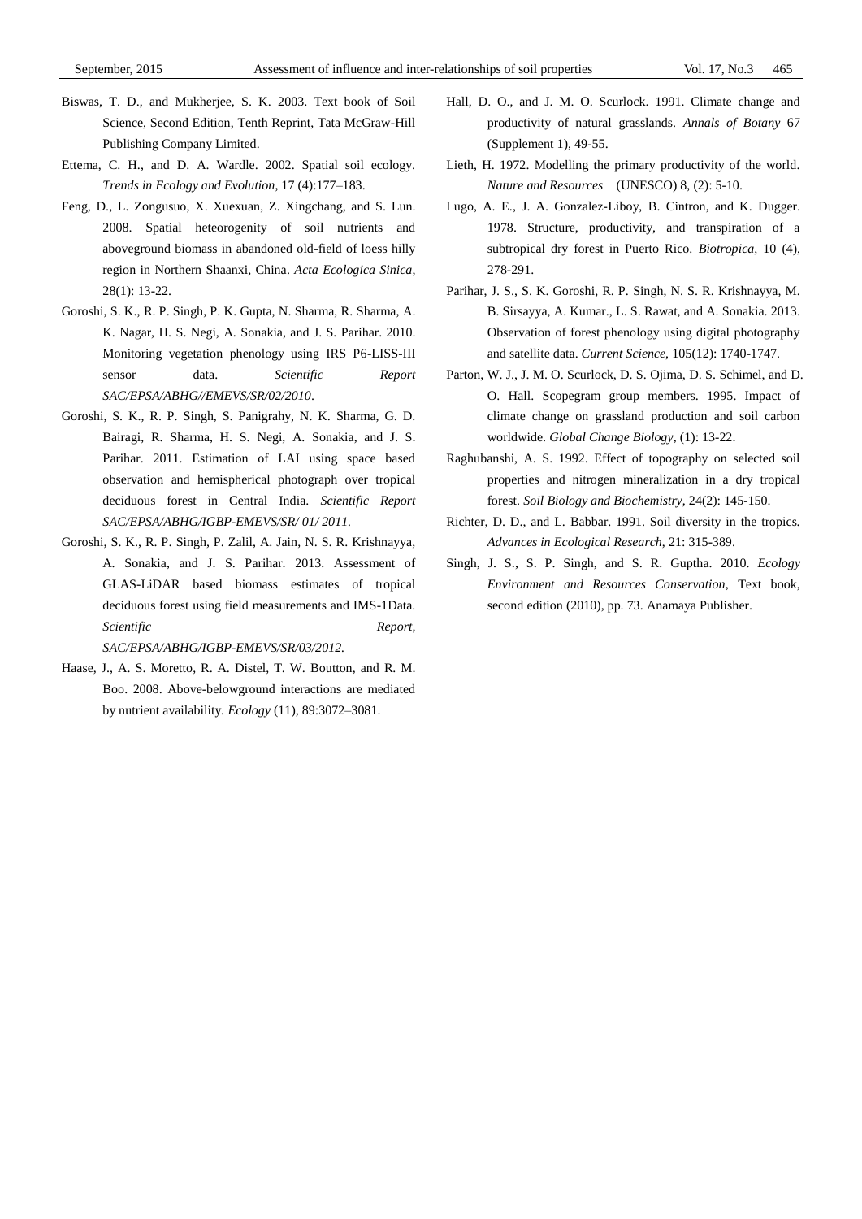Biswas, T. D., and Mukherjee, S. K. 2003. Text book of Soil Science, Second Edition, Tenth Reprint, Tata McGraw-Hill Publishing Company Limited.

Ettema, C. H., and D. A. Wardle. 2002. Spatial soil ecology. *Trends in Ecology and Evolution*, 17 (4):177–183.

Feng, D., L. Zongusuo, X. Xuexuan, Z. Xingchang, and S. Lun. 2008. Spatial heteorogenity of soil nutrients and aboveground biomass in abandoned old-field of loess hilly region in Northern Shaanxi, China. *Acta Ecologica Sinica*, 28(1): 13-22.

Goroshi, S. K., R. P. Singh, P. K. Gupta, N. Sharma, R. Sharma, A. K. Nagar, H. S. Negi, A. Sonakia, and J. S. Parihar. 2010. Monitoring vegetation phenology using IRS P6-LISS-III sensor data. *Scientific Report SAC/EPSA/ABHG//EMEVS/SR/02/2010*.

Goroshi, S. K., R. P. Singh, S. Panigrahy, N. K. Sharma, G. D. Bairagi, R. Sharma, H. S. Negi, A. Sonakia, and J. S. Parihar. 2011. Estimation of LAI using space based observation and hemispherical photograph over tropical deciduous forest in Central India. *Scientific Report SAC/EPSA/ABHG/IGBP-EMEVS/SR/ 01/ 2011*.

Goroshi, S. K., R. P. Singh, P. Zalil, A. Jain, N. S. R. Krishnayya, A. Sonakia, and J. S. Parihar. 2013. Assessment of GLAS-LiDAR based biomass estimates of tropical deciduous forest using field measurements and IMS-1Data. *Scientific Report, SAC/EPSA/ABHG/IGBP-EMEVS/SR/03/2012*.

Haase, J., A. S. Moretto, R. A. Distel, T. W. Boutton, and R. M. Boo. 2008. Above-belowground interactions are mediated by nutrient availability. *Ecology* (11), 89:3072–3081.

Hall, D. O., and J. M. O. Scurlock. 1991. Climate change and productivity of natural grasslands. *Annals of Botany* 67 (Supplement 1), 49-55.

Lieth, H. 1972. Modelling the primary productivity of the world. *Nature and Resources* (UNESCO) 8, (2): 5-10.

Lugo, A. E., J. A. Gonzalez-Liboy, B. Cintron, and K. Dugger. 1978. Structure, productivity, and transpiration of a subtropical dry forest in Puerto Rico. *Biotropica*, 10 (4), 278-291.

Parihar, J. S., S. K. Goroshi, R. P. Singh, N. S. R. Krishnayya, M. B. Sirsayya, A. Kumar., L. S. Rawat, and A. Sonakia. 2013. Observation of forest phenology using digital photography and satellite data. *Current Science*, 105(12): 1740-1747.

Parton, W. J., J. M. O. Scurlock, D. S. Ojima, D. S. Schimel, and D. O. Hall. Scopegram group members. 1995. Impact of climate change on grassland production and soil carbon worldwide. *Global Change Biology*, (1): 13-22.

Raghubanshi, A. S. 1992. Effect of topography on selected soil properties and nitrogen mineralization in a dry tropical forest. *Soil Biology and Biochemistry*, 24(2): 145-150.

Richter, D. D., and L. Babbar. 1991. Soil diversity in the tropics. *Advances in Ecological Research*, 21: 315-389.

Singh, J. S., S. P. Singh, and S. R. Guptha. 2010. *Ecology Environment and Resources Conservation*, Text book, second edition (2010), pp. 73. Anamaya Publisher.